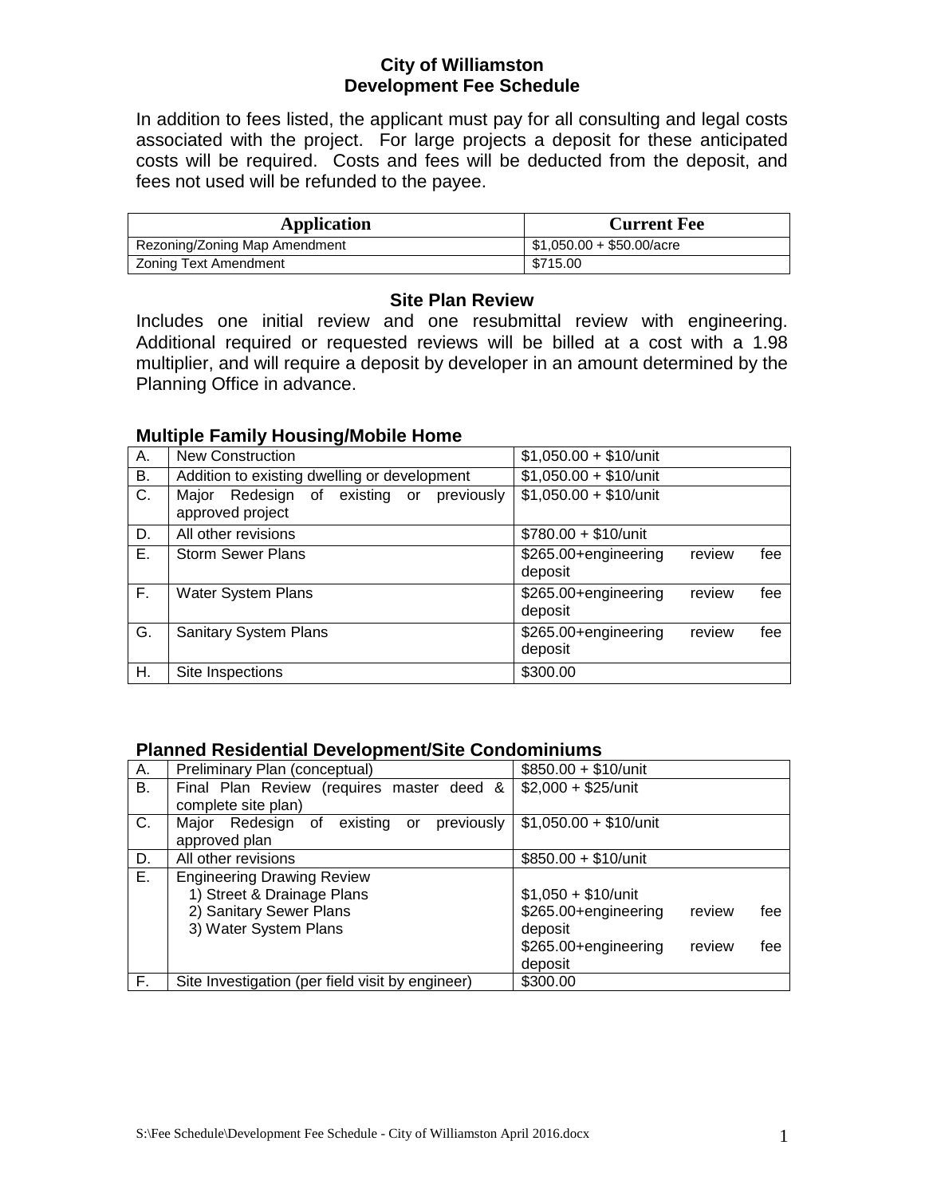# City of Williamston
## Development Fee Schedule

In addition to fees listed, the applicant must pay for all consulting and legal costs associated with the project. For large projects a deposit for these anticipated costs will be required. Costs and fees will be deducted from the deposit, and fees not used will be refunded to the payee.

| Application | Current Fee |
|---|---|
| Rezoning/Zoning Map Amendment | $1,050.00 + $50.00/acre |
| Zoning Text Amendment | $715.00 |

### Site Plan Review

Includes one initial review and one resubmittal review with engineering. Additional required or requested reviews will be billed at a cost with a 1.98 multiplier, and will require a deposit by developer in an amount determined by the Planning Office in advance.

### Multiple Family Housing/Mobile Home

| | | |
|---|---|---|
| A. | New Construction | $1,050.00 + $10/unit |
| B. | Addition to existing dwelling or development | $1,050.00 + $10/unit |
| C. | Major Redesign of existing or previously approved project | $1,050.00 + $10/unit |
| D. | All other revisions | $780.00 + $10/unit |
| E. | Storm Sewer Plans | $265.00+engineering review fee deposit |
| F. | Water System Plans | $265.00+engineering review fee deposit |
| G. | Sanitary System Plans | $265.00+engineering review fee deposit |
| H. | Site Inspections | $300.00 |

### Planned Residential Development/Site Condominiums

| | | |
|---|---|---|
| A. | Preliminary Plan (conceptual) | $850.00 + $10/unit |
| B. | Final Plan Review (requires master deed & complete site plan) | $2,000 + $25/unit |
| C. | Major Redesign of existing or previously approved plan | $1,050.00 + $10/unit |
| D. | All other revisions | $850.00 + $10/unit |
| E. | Engineering Drawing Review<br>1) Street & Drainage Plans<br>2) Sanitary Sewer Plans<br>3) Water System Plans | <br>$1,050 + $10/unit<br>$265.00+engineering review fee deposit<br>$265.00+engineering review fee deposit |
| F. | Site Investigation (per field visit by engineer) | $300.00 |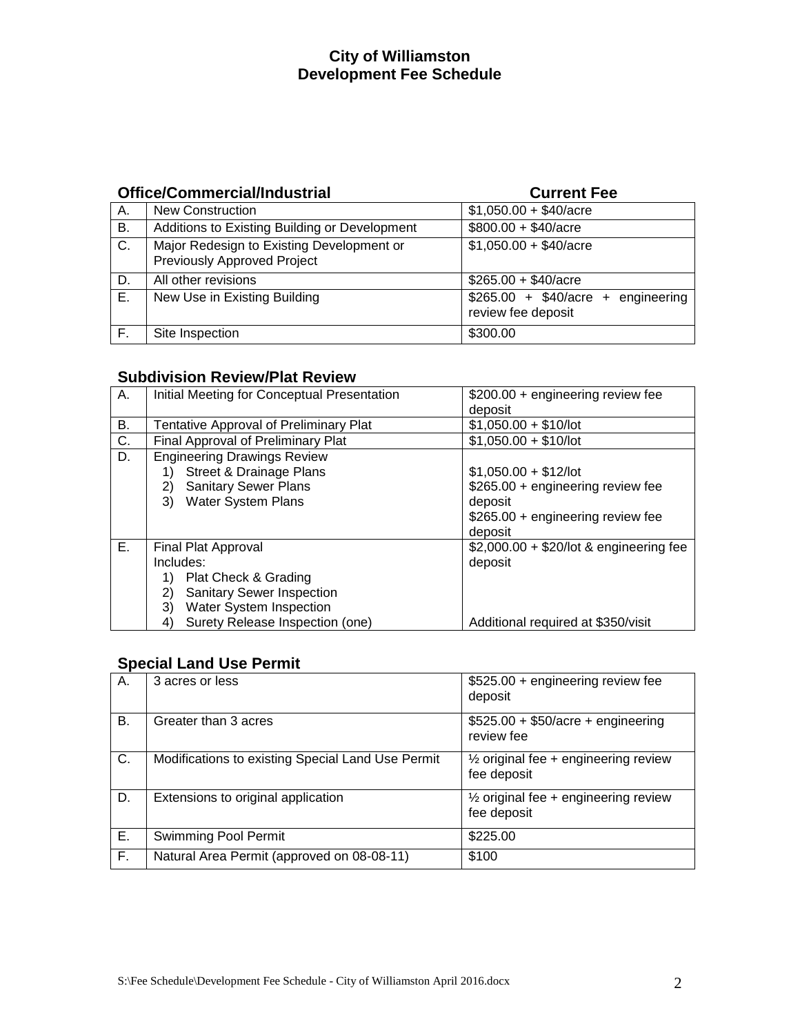# City of Williamston
# Development Fee Schedule

| | Office/Commercial/Industrial | Current Fee |
|---|---|---|
| A. | New Construction | $1,050.00 + $40/acre |
| B. | Additions to Existing Building or Development | $800.00 + $40/acre |
| C. | Major Redesign to Existing Development or Previously Approved Project | $1,050.00 + $40/acre |
| D. | All other revisions | $265.00 + $40/acre |
| E. | New Use in Existing Building | $265.00 + $40/acre + engineering review fee deposit |
| F. | Site Inspection | $300.00 |

## Subdivision Review/Plat Review

| | | |
|---|---|---|
| A. | Initial Meeting for Conceptual Presentation | $200.00 + engineering review fee deposit |
| B. | Tentative Approval of Preliminary Plat | $1,050.00 + $10/lot |
| C. | Final Approval of Preliminary Plat | $1,050.00 + $10/lot |
| D. | Engineering Drawings Review<br>1) Street & Drainage Plans<br>2) Sanitary Sewer Plans<br>3) Water System Plans | <br>$1,050.00 + $12/lot<br>$265.00 + engineering review fee deposit<br>$265.00 + engineering review fee deposit |
| E. | Final Plat Approval<br>Includes:<br>1) Plat Check & Grading<br>2) Sanitary Sewer Inspection<br>3) Water System Inspection<br>4) Surety Release Inspection (one) | $2,000.00 + $20/lot & engineering fee deposit<br><br>Additional required at $350/visit |

## Special Land Use Permit

| | | |
|---|---|---|
| A. | 3 acres or less | $525.00 + engineering review fee deposit |
| B. | Greater than 3 acres | $525.00 + $50/acre + engineering review fee |
| C. | Modifications to existing Special Land Use Permit | ½ original fee + engineering review fee deposit |
| D. | Extensions to original application | ½ original fee + engineering review fee deposit |
| E. | Swimming Pool Permit | $225.00 |
| F. | Natural Area Permit (approved on 08-08-11) | $100 |

S:\Fee Schedule\Development Fee Schedule - City of Williamston April 2016.docx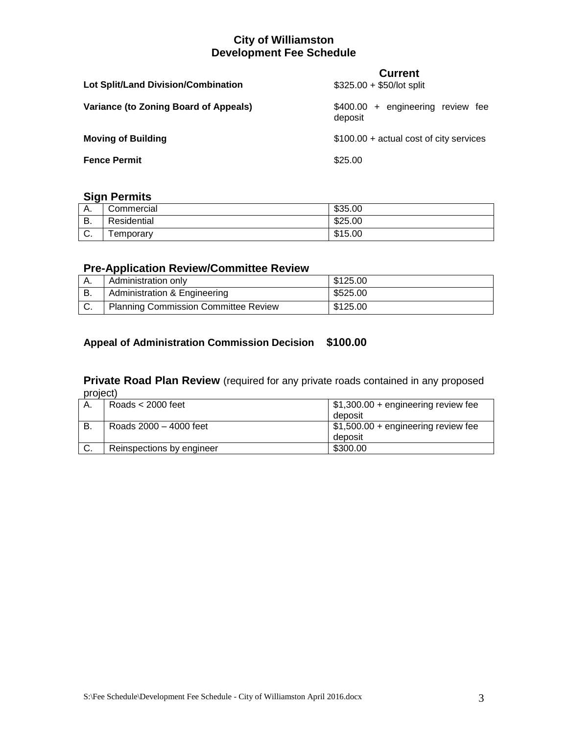**City of Williamston**
**Development Fee Schedule**

| | Current |
|---|---|
| **Lot Split/Land Division/Combination** | $325.00 + $50/lot split |
| **Variance (to Zoning Board of Appeals)** | $400.00 + engineering review fee deposit |
| **Moving of Building** | $100.00 + actual cost of city services |
| **Fence Permit** | $25.00 |

## Sign Permits

| | | |
|---|---|---|
| A. | Commercial | $35.00 |
| B. | Residential | $25.00 |
| C. | Temporary | $15.00 |

## Pre-Application Review/Committee Review

| | | |
|---|---|---|
| A. | Administration only | $125.00 |
| B. | Administration & Engineering | $525.00 |
| C. | Planning Commission Committee Review | $125.00 |

**Appeal of Administration Commission Decision $100.00**

**Private Road Plan Review** (required for any private roads contained in any proposed project)

| | | |
|---|---|---|
| A. | Roads < 2000 feet | $1,300.00 + engineering review fee deposit |
| B. | Roads 2000 – 4000 feet | $1,500.00 + engineering review fee deposit |
| C. | Reinspections by engineer | $300.00 |

S:\Fee Schedule\Development Fee Schedule - City of Williamston April 2016.docx